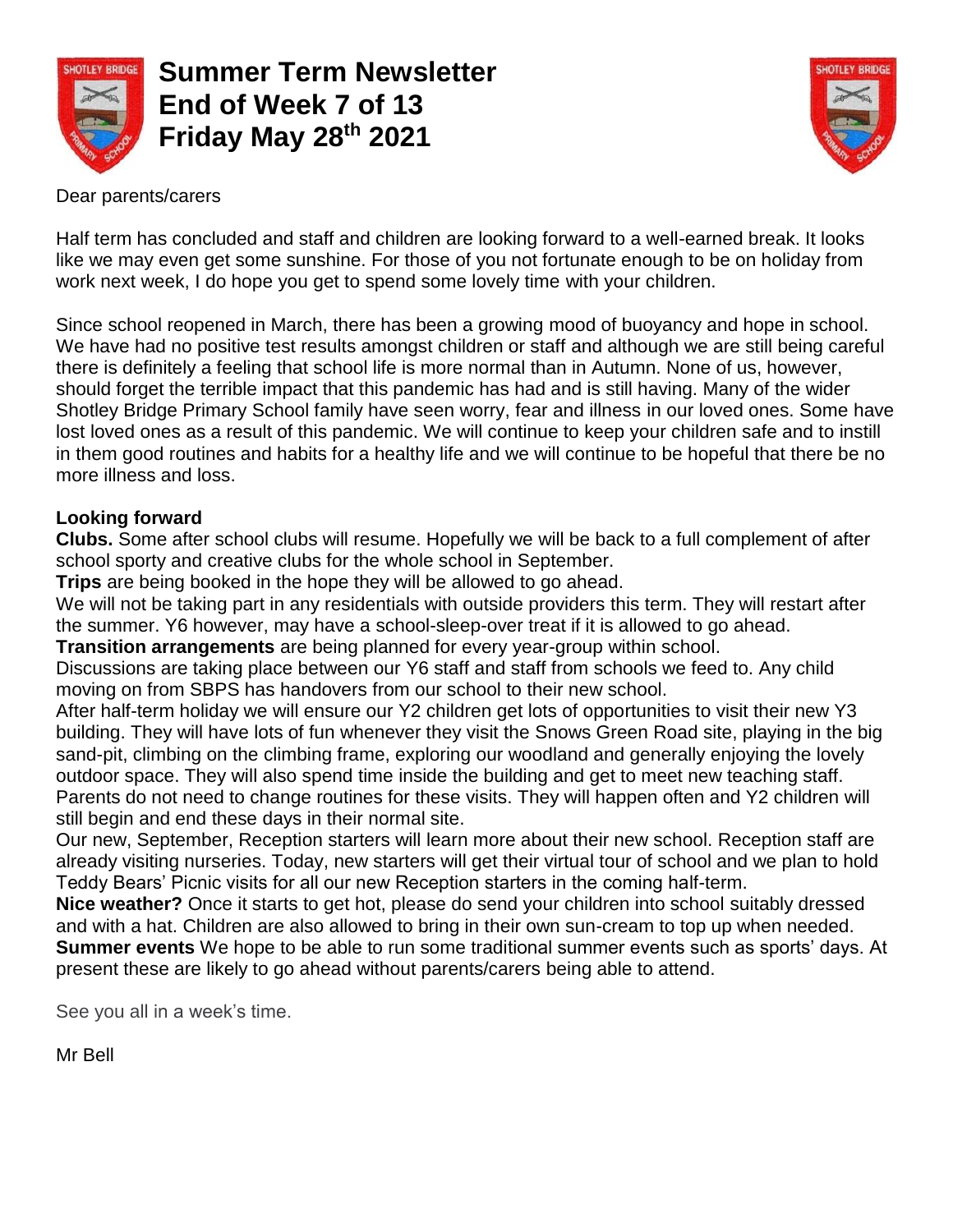# Summer Term Newsletter
# End of Week 7 of 13
# Friday May 28th 2021

Dear parents/carers

Half term has concluded and staff and children are looking forward to a well-earned break. It looks like we may even get some sunshine. For those of you not fortunate enough to be on holiday from work next week, I do hope you get to spend some lovely time with your children.

Since school reopened in March, there has been a growing mood of buoyancy and hope in school. We have had no positive test results amongst children or staff and although we are still being careful there is definitely a feeling that school life is more normal than in Autumn. None of us, however, should forget the terrible impact that this pandemic has had and is still having. Many of the wider Shotley Bridge Primary School family have seen worry, fear and illness in our loved ones. Some have lost loved ones as a result of this pandemic. We will continue to keep your children safe and to instill in them good routines and habits for a healthy life and we will continue to be hopeful that there be no more illness and loss.

**Looking forward**

**Clubs.** Some after school clubs will resume. Hopefully we will be back to a full complement of after school sporty and creative clubs for the whole school in September.

**Trips** are being booked in the hope they will be allowed to go ahead.

We will not be taking part in any residentials with outside providers this term. They will restart after the summer. Y6 however, may have a school-sleep-over treat if it is allowed to go ahead.

**Transition arrangements** are being planned for every year-group within school.

Discussions are taking place between our Y6 staff and staff from schools we feed to. Any child moving on from SBPS has handovers from our school to their new school.

After half-term holiday we will ensure our Y2 children get lots of opportunities to visit their new Y3 building. They will have lots of fun whenever they visit the Snows Green Road site, playing in the big sand-pit, climbing on the climbing frame, exploring our woodland and generally enjoying the lovely outdoor space. They will also spend time inside the building and get to meet new teaching staff. Parents do not need to change routines for these visits. They will happen often and Y2 children will still begin and end these days in their normal site.

Our new, September, Reception starters will learn more about their new school. Reception staff are already visiting nurseries. Today, new starters will get their virtual tour of school and we plan to hold Teddy Bears' Picnic visits for all our new Reception starters in the coming half-term.

**Nice weather?** Once it starts to get hot, please do send your children into school suitably dressed and with a hat. Children are also allowed to bring in their own sun-cream to top up when needed.

**Summer events** We hope to be able to run some traditional summer events such as sports' days. At present these are likely to go ahead without parents/carers being able to attend.

See you all in a week's time.

Mr Bell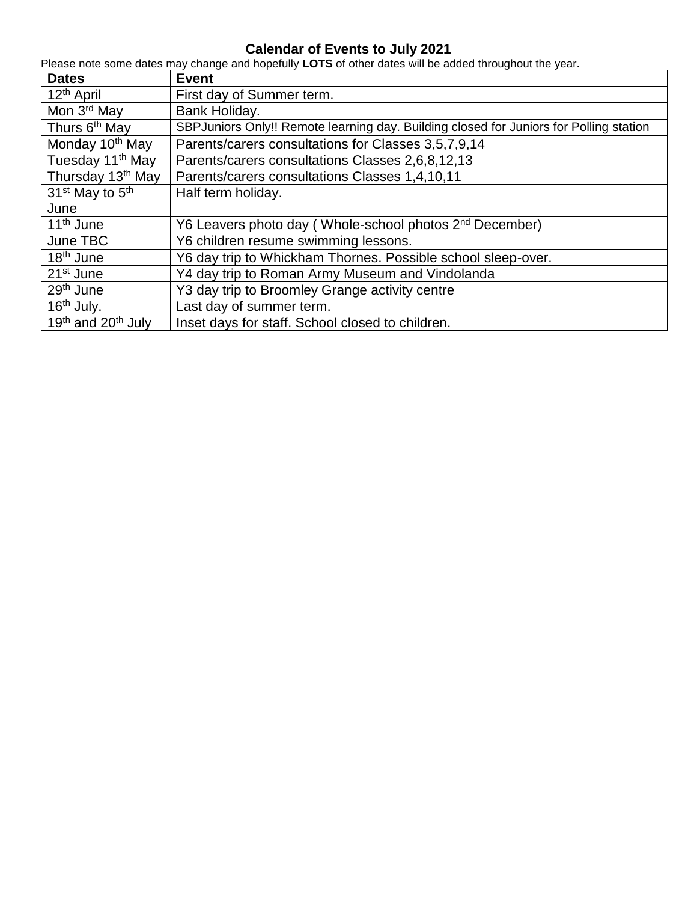**Calendar of Events to July 2021**

Please note some dates may change and hopefully **LOTS** of other dates will be added throughout the year.

| Dates | Event |
|---|---|
| 12th April | First day of Summer term. |
| Mon 3rd May | Bank Holiday. |
| Thurs 6th May | SBPJuniors Only!! Remote learning day. Building closed for Juniors for Polling station |
| Monday 10th May | Parents/carers consultations for Classes 3,5,7,9,14 |
| Tuesday 11th May | Parents/carers consultations Classes 2,6,8,12,13 |
| Thursday 13th May | Parents/carers consultations Classes 1,4,10,11 |
| 31st May to 5th June | Half term holiday. |
| 11th June | Y6 Leavers photo day ( Whole-school photos 2nd December) |
| June TBC | Y6 children resume swimming lessons. |
| 18th June | Y6 day trip to Whickham Thornes. Possible school sleep-over. |
| 21st June | Y4 day trip to Roman Army Museum and Vindolanda |
| 29th June | Y3 day trip to Broomley Grange activity centre |
| 16th July. | Last day of summer term. |
| 19th and 20th July | Inset days for staff. School closed to children. |